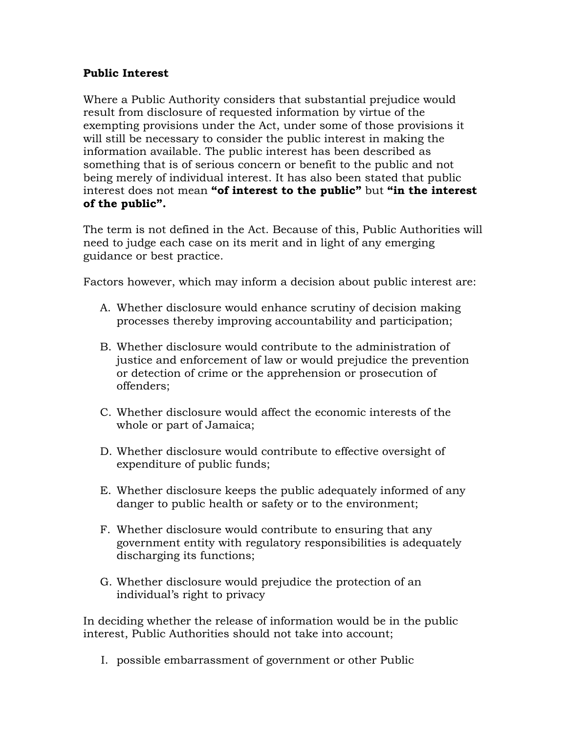**Public Interest**

Where a Public Authority considers that substantial prejudice would result from disclosure of requested information by virtue of the exempting provisions under the Act, under some of those provisions it will still be necessary to consider the public interest in making the information available. The public interest has been described as something that is of serious concern or benefit to the public and not being merely of individual interest. It has also been stated that public interest does not mean **"of interest to the public"** but **"in the interest of the public".**

The term is not defined in the Act. Because of this, Public Authorities will need to judge each case on its merit and in light of any emerging guidance or best practice.

Factors however, which may inform a decision about public interest are:

A. Whether disclosure would enhance scrutiny of decision making processes thereby improving accountability and participation;

B. Whether disclosure would contribute to the administration of justice and enforcement of law or would prejudice the prevention or detection of crime or the apprehension or prosecution of offenders;

C. Whether disclosure would affect the economic interests of the whole or part of Jamaica;

D. Whether disclosure would contribute to effective oversight of expenditure of public funds;

E. Whether disclosure keeps the public adequately informed of any danger to public health or safety or to the environment;

F. Whether disclosure would contribute to ensuring that any government entity with regulatory responsibilities is adequately discharging its functions;

G. Whether disclosure would prejudice the protection of an individual's right to privacy

In deciding whether the release of information would be in the public interest, Public Authorities should not take into account;

I. possible embarrassment of government or other Public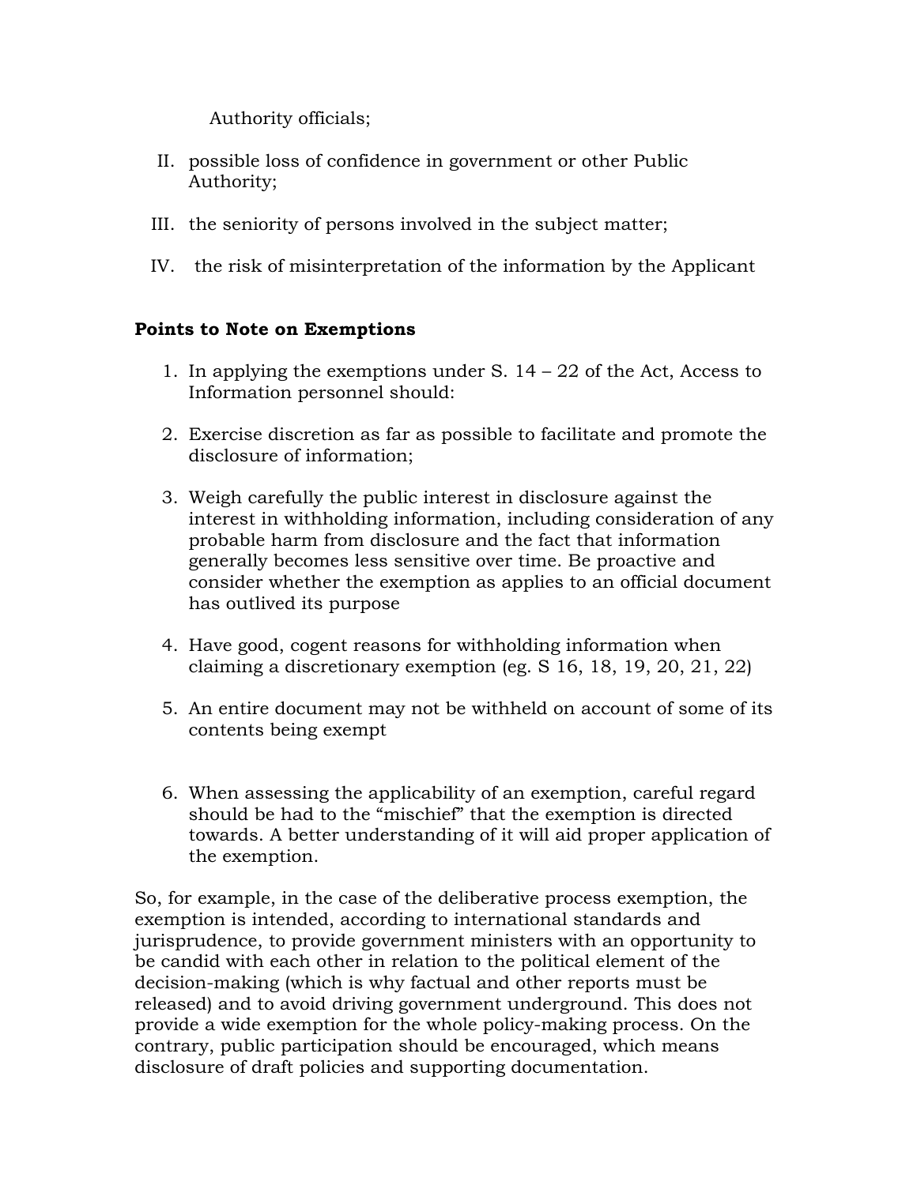Authority officials;

II. possible loss of confidence in government or other Public Authority;

III. the seniority of persons involved in the subject matter;

IV. the risk of misinterpretation of the information by the Applicant

**Points to Note on Exemptions**

1. In applying the exemptions under S. 14 – 22 of the Act, Access to Information personnel should:

2. Exercise discretion as far as possible to facilitate and promote the disclosure of information;

3. Weigh carefully the public interest in disclosure against the interest in withholding information, including consideration of any probable harm from disclosure and the fact that information generally becomes less sensitive over time. Be proactive and consider whether the exemption as applies to an official document has outlived its purpose

4. Have good, cogent reasons for withholding information when claiming a discretionary exemption (eg. S 16, 18, 19, 20, 21, 22)

5. An entire document may not be withheld on account of some of its contents being exempt

6. When assessing the applicability of an exemption, careful regard should be had to the "mischief" that the exemption is directed towards. A better understanding of it will aid proper application of the exemption.

So, for example, in the case of the deliberative process exemption, the exemption is intended, according to international standards and jurisprudence, to provide government ministers with an opportunity to be candid with each other in relation to the political element of the decision-making (which is why factual and other reports must be released) and to avoid driving government underground. This does not provide a wide exemption for the whole policy-making process. On the contrary, public participation should be encouraged, which means disclosure of draft policies and supporting documentation.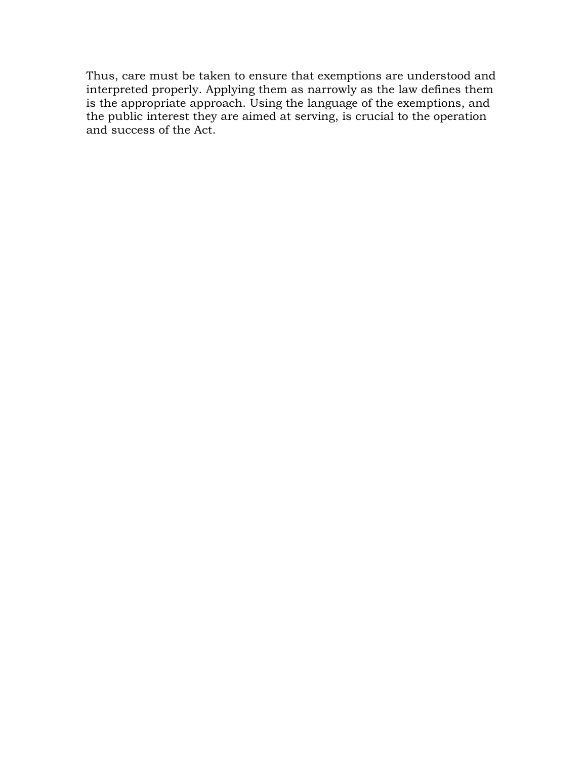Thus, care must be taken to ensure that exemptions are understood and interpreted properly. Applying them as narrowly as the law defines them is the appropriate approach. Using the language of the exemptions, and the public interest they are aimed at serving, is crucial to the operation and success of the Act.